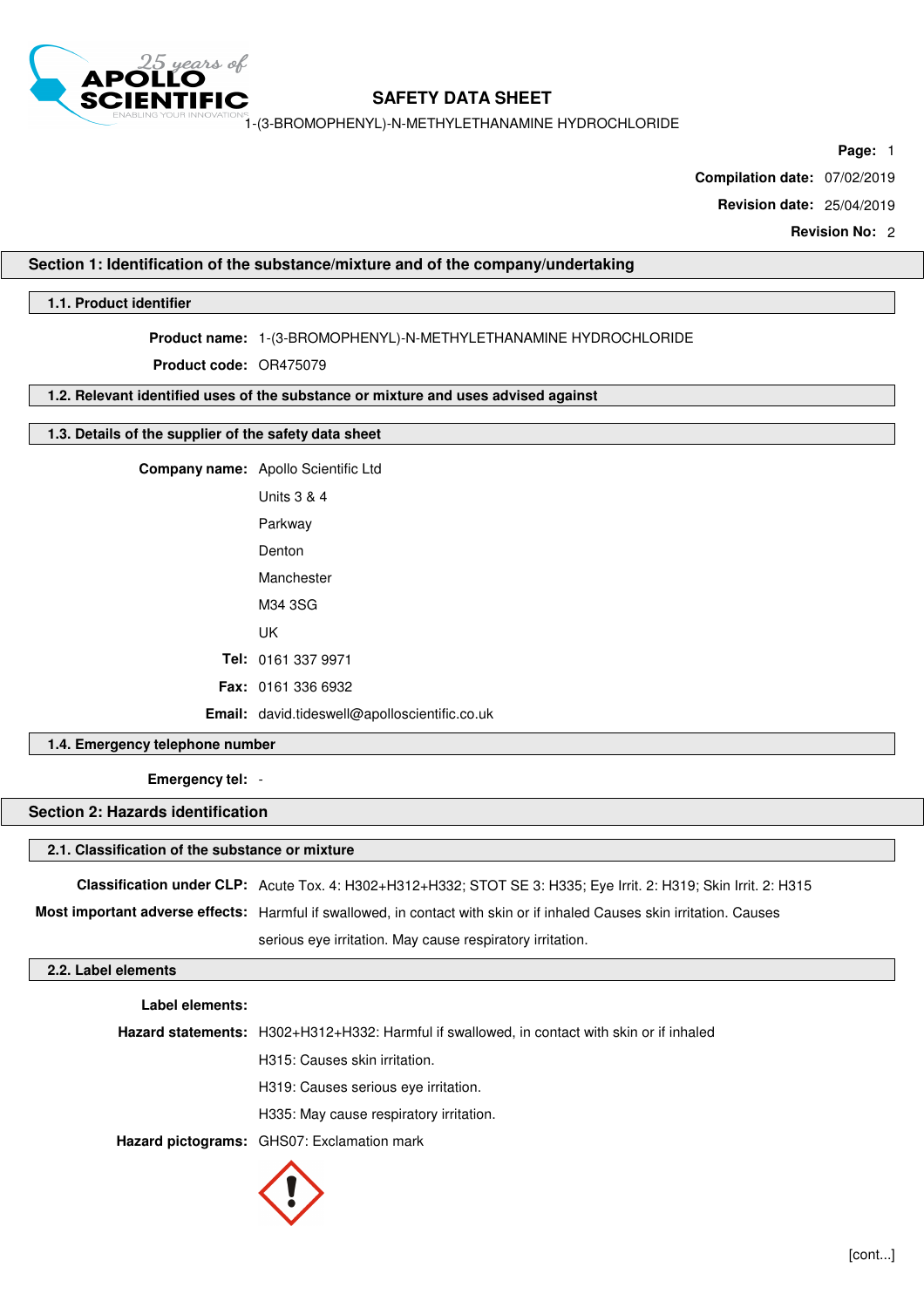# SAFETY DATA SHEET

1-(3-BROMOPHENYL)-N-METHYLETHANAMINE HYDROCHLORIDE

**Compilation date:** 07/02/2019

**Revision date:** 25/04/2019

**Revision No:** 2

## Section 1: Identification of the substance/mixture and of the company/undertaking

### 1.1. Product identifier

**Product name:** 1-(3-BROMOPHENYL)-N-METHYLETHANAMINE HYDROCHLORIDE

**Product code:** OR475079

### 1.2. Relevant identified uses of the substance or mixture and uses advised against

### 1.3. Details of the supplier of the safety data sheet

**Company name:** Apollo Scientific Ltd

Units 3 & 4

Parkway

Denton

Manchester

M34 3SG

UK

**Tel:** 0161 337 9971

**Fax:** 0161 336 6932

**Email:** david.tideswell@apolloscientific.co.uk

### 1.4. Emergency telephone number

**Emergency tel:** -

## Section 2: Hazards identification

### 2.1. Classification of the substance or mixture

**Classification under CLP:** Acute Tox. 4: H302+H312+H332; STOT SE 3: H335; Eye Irrit. 2: H319; Skin Irrit. 2: H315

**Most important adverse effects:** Harmful if swallowed, in contact with skin or if inhaled Causes skin irritation. Causes serious eye irritation. May cause respiratory irritation.

### 2.2. Label elements

**Label elements:**

**Hazard statements:** H302+H312+H332: Harmful if swallowed, in contact with skin or if inhaled

H315: Causes skin irritation.

H319: Causes serious eye irritation.

H335: May cause respiratory irritation.

**Hazard pictograms:** GHS07: Exclamation mark

[cont...]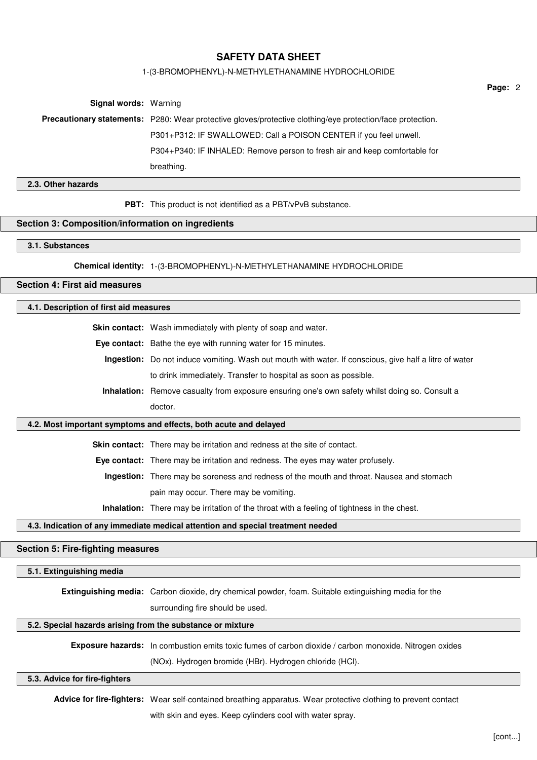**Signal words:** Warning

**Precautionary statements:** P280: Wear protective gloves/protective clothing/eye protection/face protection.
P301+P312: IF SWALLOWED: Call a POISON CENTER if you feel unwell.
P304+P340: IF INHALED: Remove person to fresh air and keep comfortable for breathing.

### 2.3. Other hazards

**PBT:** This product is not identified as a PBT/vPvB substance.

## Section 3: Composition/information on ingredients

### 3.1. Substances

**Chemical identity:** 1-(3-BROMOPHENYL)-N-METHYLETHANAMINE HYDROCHLORIDE

## Section 4: First aid measures

### 4.1. Description of first aid measures

**Skin contact:** Wash immediately with plenty of soap and water.

**Eye contact:** Bathe the eye with running water for 15 minutes.

**Ingestion:** Do not induce vomiting. Wash out mouth with water. If conscious, give half a litre of water to drink immediately. Transfer to hospital as soon as possible.

**Inhalation:** Remove casualty from exposure ensuring one's own safety whilst doing so. Consult a doctor.

### 4.2. Most important symptoms and effects, both acute and delayed

**Skin contact:** There may be irritation and redness at the site of contact.

**Eye contact:** There may be irritation and redness. The eyes may water profusely.

**Ingestion:** There may be soreness and redness of the mouth and throat. Nausea and stomach pain may occur. There may be vomiting.

**Inhalation:** There may be irritation of the throat with a feeling of tightness in the chest.

### 4.3. Indication of any immediate medical attention and special treatment needed

## Section 5: Fire-fighting measures

### 5.1. Extinguishing media

**Extinguishing media:** Carbon dioxide, dry chemical powder, foam. Suitable extinguishing media for the surrounding fire should be used.

### 5.2. Special hazards arising from the substance or mixture

**Exposure hazards:** In combustion emits toxic fumes of carbon dioxide / carbon monoxide. Nitrogen oxides (NOx). Hydrogen bromide (HBr). Hydrogen chloride (HCl).

### 5.3. Advice for fire-fighters

**Advice for fire-fighters:** Wear self-contained breathing apparatus. Wear protective clothing to prevent contact with skin and eyes. Keep cylinders cool with water spray.

[cont...]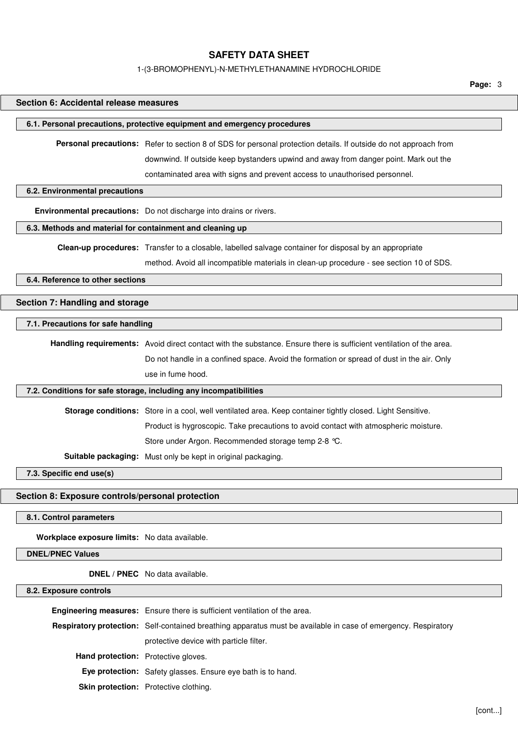## Section 6: Accidental release measures

### 6.1. Personal precautions, protective equipment and emergency procedures

**Personal precautions:** Refer to section 8 of SDS for personal protection details. If outside do not approach from downwind. If outside keep bystanders upwind and away from danger point. Mark out the contaminated area with signs and prevent access to unauthorised personnel.

### 6.2. Environmental precautions

**Environmental precautions:** Do not discharge into drains or rivers.

### 6.3. Methods and material for containment and cleaning up

**Clean-up procedures:** Transfer to a closable, labelled salvage container for disposal by an appropriate method. Avoid all incompatible materials in clean-up procedure - see section 10 of SDS.

### 6.4. Reference to other sections

## Section 7: Handling and storage

### 7.1. Precautions for safe handling

**Handling requirements:** Avoid direct contact with the substance. Ensure there is sufficient ventilation of the area. Do not handle in a confined space. Avoid the formation or spread of dust in the air. Only use in fume hood.

### 7.2. Conditions for safe storage, including any incompatibilities

**Storage conditions:** Store in a cool, well ventilated area. Keep container tightly closed. Light Sensitive. Product is hygroscopic. Take precautions to avoid contact with atmospheric moisture. Store under Argon. Recommended storage temp 2-8 °C.

**Suitable packaging:** Must only be kept in original packaging.

### 7.3. Specific end use(s)

## Section 8: Exposure controls/personal protection

### 8.1. Control parameters

**Workplace exposure limits:** No data available.

### DNEL/PNEC Values

**DNEL / PNEC** No data available.

### 8.2. Exposure controls

**Engineering measures:** Ensure there is sufficient ventilation of the area.

**Respiratory protection:** Self-contained breathing apparatus must be available in case of emergency. Respiratory protective device with particle filter.

**Hand protection:** Protective gloves.

**Eye protection:** Safety glasses. Ensure eye bath is to hand.

**Skin protection:** Protective clothing.

[cont...]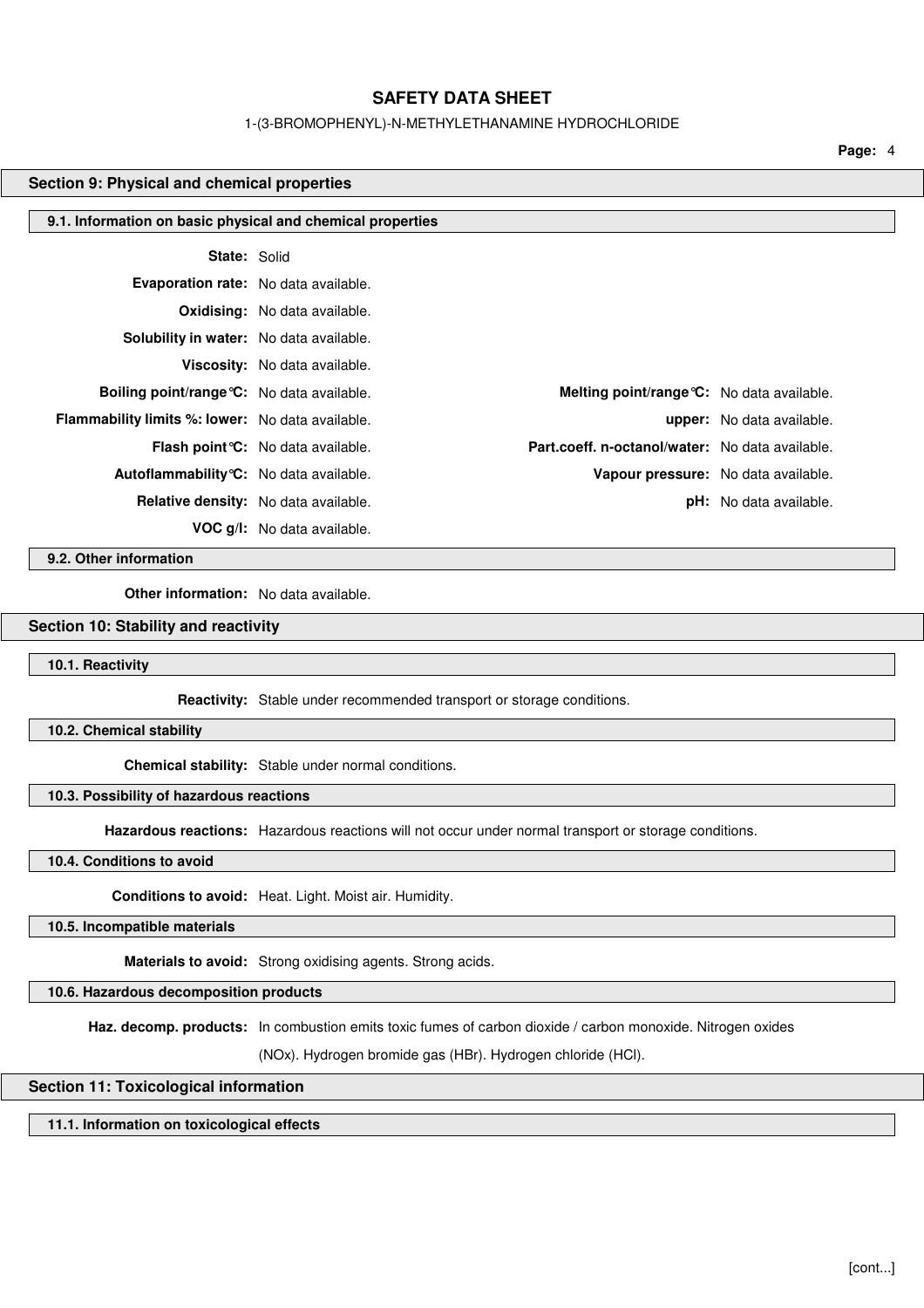## Section 9: Physical and chemical properties

### 9.1. Information on basic physical and chemical properties

**State:** Solid

**Evaporation rate:** No data available.

**Oxidising:** No data available.

**Solubility in water:** No data available.

**Viscosity:** No data available.

| | | | |
|---|---|---|---|
| **Boiling point/range°C:** | No data available. | **Melting point/range°C:** | No data available. |
| **Flammability limits %: lower:** | No data available. | **upper:** | No data available. |
| **Flash point°C:** | No data available. | **Part.coeff. n-octanol/water:** | No data available. |
| **Autoflammability°C:** | No data available. | **Vapour pressure:** | No data available. |
| **Relative density:** | No data available. | **pH:** | No data available. |
| **VOC g/l:** | No data available. | | |

### 9.2. Other information

**Other information:** No data available.

## Section 10: Stability and reactivity

### 10.1. Reactivity

**Reactivity:** Stable under recommended transport or storage conditions.

### 10.2. Chemical stability

**Chemical stability:** Stable under normal conditions.

### 10.3. Possibility of hazardous reactions

**Hazardous reactions:** Hazardous reactions will not occur under normal transport or storage conditions.

### 10.4. Conditions to avoid

**Conditions to avoid:** Heat. Light. Moist air. Humidity.

### 10.5. Incompatible materials

**Materials to avoid:** Strong oxidising agents. Strong acids.

### 10.6. Hazardous decomposition products

**Haz. decomp. products:** In combustion emits toxic fumes of carbon dioxide / carbon monoxide. Nitrogen oxides (NOx). Hydrogen bromide gas (HBr). Hydrogen chloride (HCl).

## Section 11: Toxicological information

### 11.1. Information on toxicological effects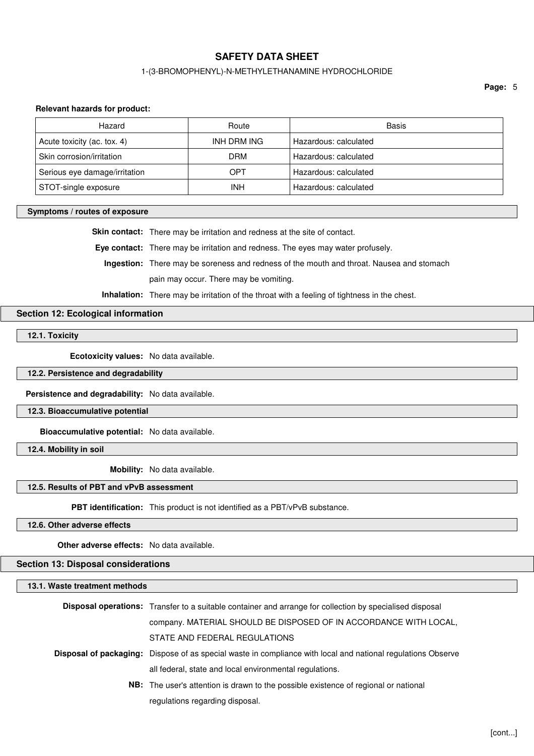**Relevant hazards for product:**

| Hazard | Route | Basis |
| --- | --- | --- |
| Acute toxicity (ac. tox. 4) | INH DRM ING | Hazardous: calculated |
| Skin corrosion/irritation | DRM | Hazardous: calculated |
| Serious eye damage/irritation | OPT | Hazardous: calculated |
| STOT-single exposure | INH | Hazardous: calculated |

### Symptoms / routes of exposure

**Skin contact:** There may be irritation and redness at the site of contact.

**Eye contact:** There may be irritation and redness. The eyes may water profusely.

**Ingestion:** There may be soreness and redness of the mouth and throat. Nausea and stomach pain may occur. There may be vomiting.

**Inhalation:** There may be irritation of the throat with a feeling of tightness in the chest.

## Section 12: Ecological information

### 12.1. Toxicity

**Ecotoxicity values:** No data available.

### 12.2. Persistence and degradability

**Persistence and degradability:** No data available.

### 12.3. Bioaccumulative potential

**Bioaccumulative potential:** No data available.

### 12.4. Mobility in soil

**Mobility:** No data available.

### 12.5. Results of PBT and vPvB assessment

**PBT identification:** This product is not identified as a PBT/vPvB substance.

### 12.6. Other adverse effects

**Other adverse effects:** No data available.

## Section 13: Disposal considerations

### 13.1. Waste treatment methods

**Disposal operations:** Transfer to a suitable container and arrange for collection by specialised disposal company. MATERIAL SHOULD BE DISPOSED OF IN ACCORDANCE WITH LOCAL, STATE AND FEDERAL REGULATIONS

**Disposal of packaging:** Dispose of as special waste in compliance with local and national regulations Observe all federal, state and local environmental regulations.

**NB:** The user's attention is drawn to the possible existence of regional or national regulations regarding disposal.

[cont...]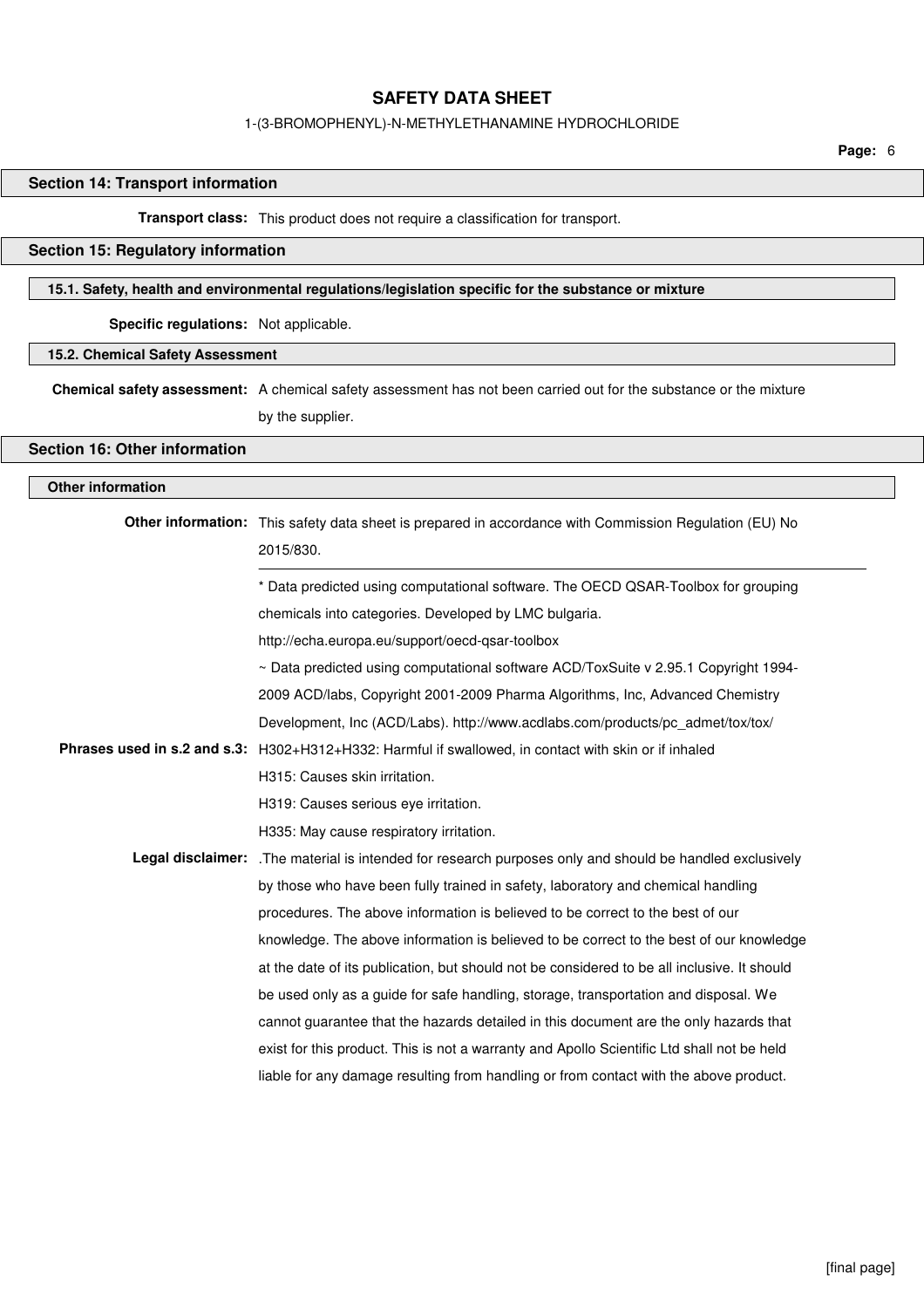## Section 14: Transport information

**Transport class:** This product does not require a classification for transport.

## Section 15: Regulatory information

### 15.1. Safety, health and environmental regulations/legislation specific for the substance or mixture

**Specific regulations:** Not applicable.

### 15.2. Chemical Safety Assessment

**Chemical safety assessment:** A chemical safety assessment has not been carried out for the substance or the mixture by the supplier.

## Section 16: Other information

### Other information

**Other information:** This safety data sheet is prepared in accordance with Commission Regulation (EU) No 2015/830.

---

* Data predicted using computational software. The OECD QSAR-Toolbox for grouping chemicals into categories. Developed by LMC bulgaria. http://echa.europa.eu/support/oecd-qsar-toolbox

~ Data predicted using computational software ACD/ToxSuite v 2.95.1 Copyright 1994-2009 ACD/labs, Copyright 2001-2009 Pharma Algorithms, Inc, Advanced Chemistry Development, Inc (ACD/Labs). http://www.acdlabs.com/products/pc_admet/tox/tox/

**Phrases used in s.2 and s.3:** H302+H312+H332: Harmful if swallowed, in contact with skin or if inhaled

H315: Causes skin irritation.

H319: Causes serious eye irritation.

H335: May cause respiratory irritation.

**Legal disclaimer:** .The material is intended for research purposes only and should be handled exclusively by those who have been fully trained in safety, laboratory and chemical handling procedures. The above information is believed to be correct to the best of our knowledge. The above information is believed to be correct to the best of our knowledge at the date of its publication, but should not be considered to be all inclusive. It should be used only as a guide for safe handling, storage, transportation and disposal. We cannot guarantee that the hazards detailed in this document are the only hazards that exist for this product. This is not a warranty and Apollo Scientific Ltd shall not be held liable for any damage resulting from handling or from contact with the above product.

[final page]